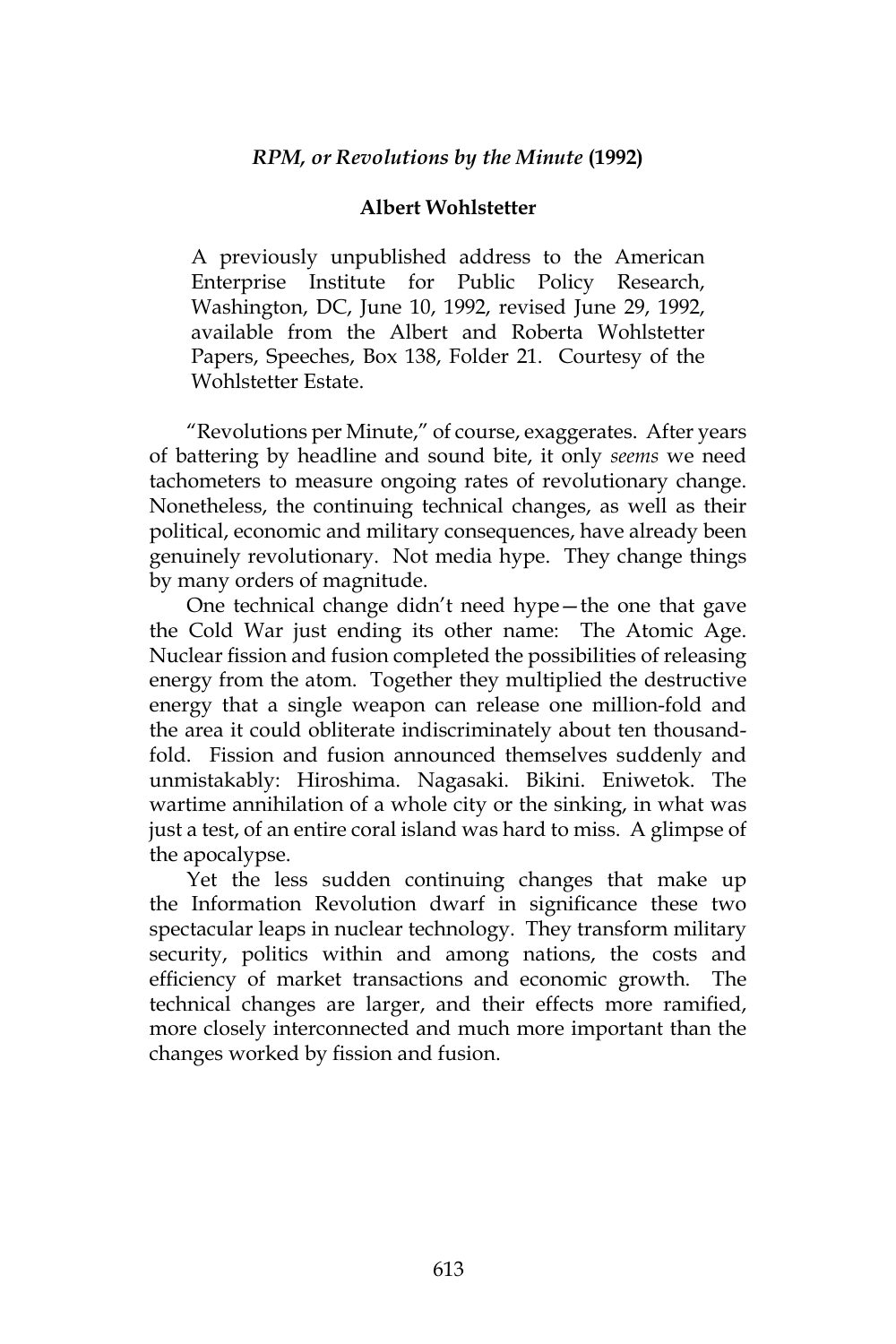## *RPM, or Revolutions by the Minute* (1992)

### Albert Wohlstetter

A previously unpublished address to the American Enterprise Institute for Public Policy Research, Washington, DC, June 10, 1992, revised June 29, 1992, available from the Albert and Roberta Wohlstetter Papers, Speeches, Box 138, Folder 21. Courtesy of the Wohlstetter Estate.

"Revolutions per Minute," of course, exaggerates. After years of battering by headline and sound bite, it only *seems* we need tachometers to measure ongoing rates of revolutionary change. Nonetheless, the continuing technical changes, as well as their political, economic and military consequences, have already been genuinely revolutionary. Not media hype. They change things by many orders of magnitude.

One technical change didn't need hype—the one that gave the Cold War just ending its other name: The Atomic Age. Nuclear fission and fusion completed the possibilities of releasing energy from the atom. Together they multiplied the destructive energy that a single weapon can release one million-fold and the area it could obliterate indiscriminately about ten thousand-fold. Fission and fusion announced themselves suddenly and unmistakably: Hiroshima. Nagasaki. Bikini. Eniwetok. The wartime annihilation of a whole city or the sinking, in what was just a test, of an entire coral island was hard to miss. A glimpse of the apocalypse.

Yet the less sudden continuing changes that make up the Information Revolution dwarf in significance these two spectacular leaps in nuclear technology. They transform military security, politics within and among nations, the costs and efficiency of market transactions and economic growth. The technical changes are larger, and their effects more ramified, more closely interconnected and much more important than the changes worked by fission and fusion.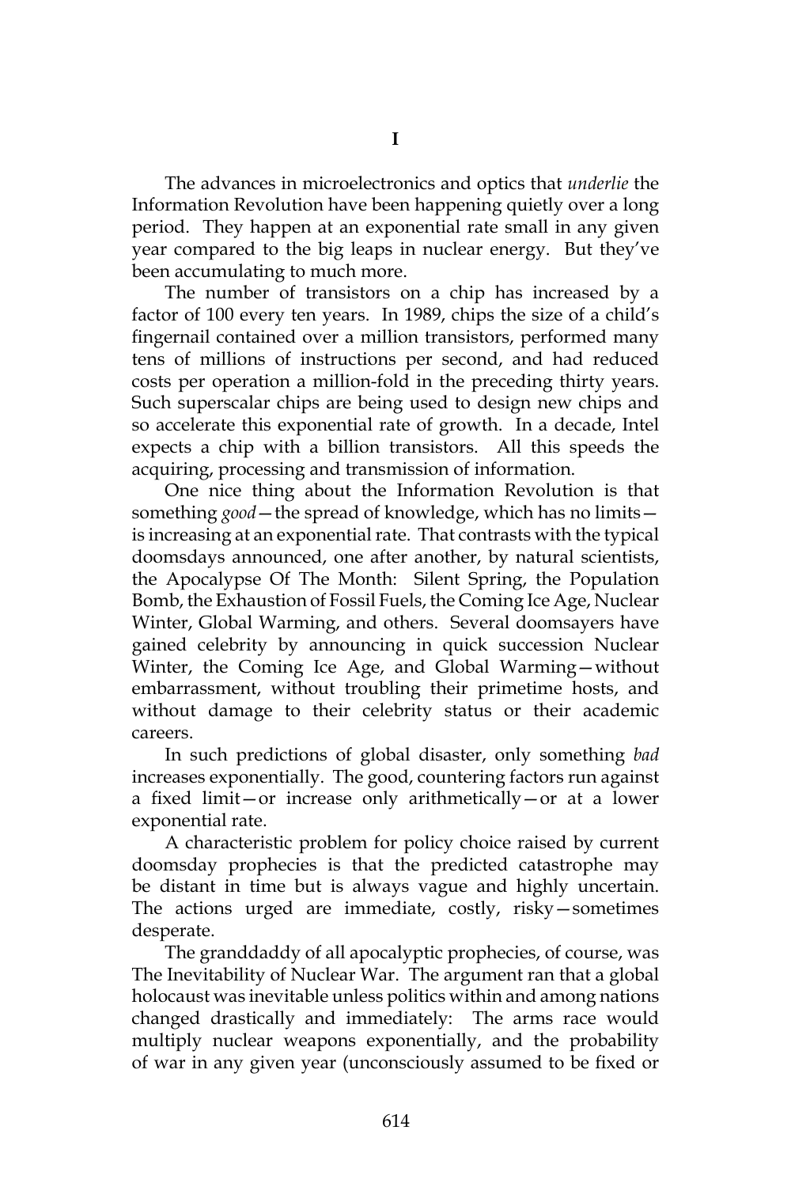# I

The advances in microelectronics and optics that *underlie* the Information Revolution have been happening quietly over a long period. They happen at an exponential rate small in any given year compared to the big leaps in nuclear energy. But they've been accumulating to much more.

The number of transistors on a chip has increased by a factor of 100 every ten years. In 1989, chips the size of a child's fingernail contained over a million transistors, performed many tens of millions of instructions per second, and had reduced costs per operation a million-fold in the preceding thirty years. Such superscalar chips are being used to design new chips and so accelerate this exponential rate of growth. In a decade, Intel expects a chip with a billion transistors. All this speeds the acquiring, processing and transmission of information.

One nice thing about the Information Revolution is that something *good*—the spread of knowledge, which has no limits—is increasing at an exponential rate. That contrasts with the typical doomsdays announced, one after another, by natural scientists, the Apocalypse Of The Month: Silent Spring, the Population Bomb, the Exhaustion of Fossil Fuels, the Coming Ice Age, Nuclear Winter, Global Warming, and others. Several doomsayers have gained celebrity by announcing in quick succession Nuclear Winter, the Coming Ice Age, and Global Warming—without embarrassment, without troubling their primetime hosts, and without damage to their celebrity status or their academic careers.

In such predictions of global disaster, only something *bad* increases exponentially. The good, countering factors run against a fixed limit—or increase only arithmetically—or at a lower exponential rate.

A characteristic problem for policy choice raised by current doomsday prophecies is that the predicted catastrophe may be distant in time but is always vague and highly uncertain. The actions urged are immediate, costly, risky—sometimes desperate.

The granddaddy of all apocalyptic prophecies, of course, was The Inevitability of Nuclear War. The argument ran that a global holocaust was inevitable unless politics within and among nations changed drastically and immediately: The arms race would multiply nuclear weapons exponentially, and the probability of war in any given year (unconsciously assumed to be fixed or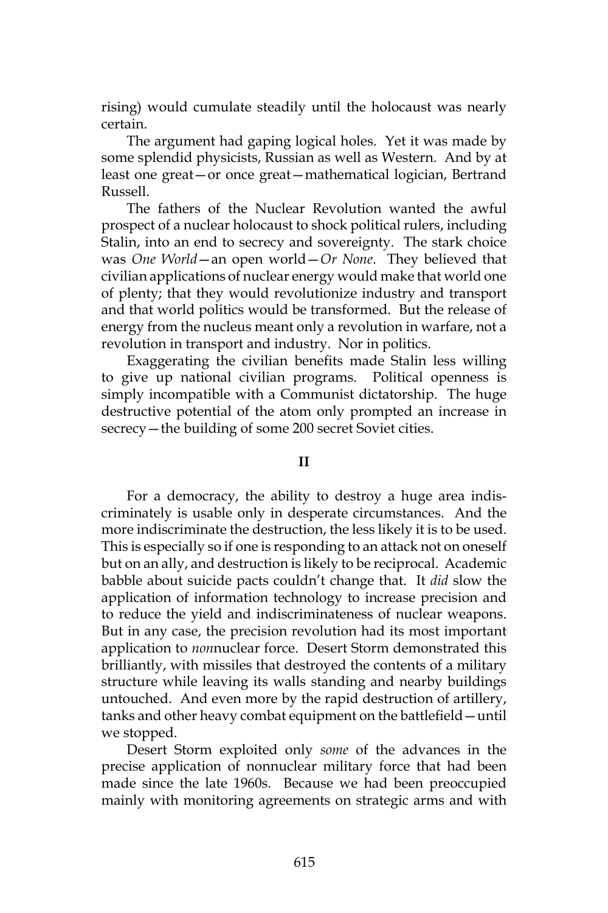rising) would cumulate steadily until the holocaust was nearly certain.

The argument had gaping logical holes. Yet it was made by some splendid physicists, Russian as well as Western. And by at least one great—or once great—mathematical logician, Bertrand Russell.

The fathers of the Nuclear Revolution wanted the awful prospect of a nuclear holocaust to shock political rulers, including Stalin, into an end to secrecy and sovereignty. The stark choice was *One World*—an open world—*Or None*. They believed that civilian applications of nuclear energy would make that world one of plenty; that they would revolutionize industry and transport and that world politics would be transformed. But the release of energy from the nucleus meant only a revolution in warfare, not a revolution in transport and industry. Nor in politics.

Exaggerating the civilian benefits made Stalin less willing to give up national civilian programs. Political openness is simply incompatible with a Communist dictatorship. The huge destructive potential of the atom only prompted an increase in secrecy—the building of some 200 secret Soviet cities.

## II

For a democracy, the ability to destroy a huge area indiscriminately is usable only in desperate circumstances. And the more indiscriminate the destruction, the less likely it is to be used. This is especially so if one is responding to an attack not on oneself but on an ally, and destruction is likely to be reciprocal. Academic babble about suicide pacts couldn't change that. It *did* slow the application of information technology to increase precision and to reduce the yield and indiscriminateness of nuclear weapons. But in any case, the precision revolution had its most important application to *non*nuclear force. Desert Storm demonstrated this brilliantly, with missiles that destroyed the contents of a military structure while leaving its walls standing and nearby buildings untouched. And even more by the rapid destruction of artillery, tanks and other heavy combat equipment on the battlefield—until we stopped.

Desert Storm exploited only *some* of the advances in the precise application of nonnuclear military force that had been made since the late 1960s. Because we had been preoccupied mainly with monitoring agreements on strategic arms and with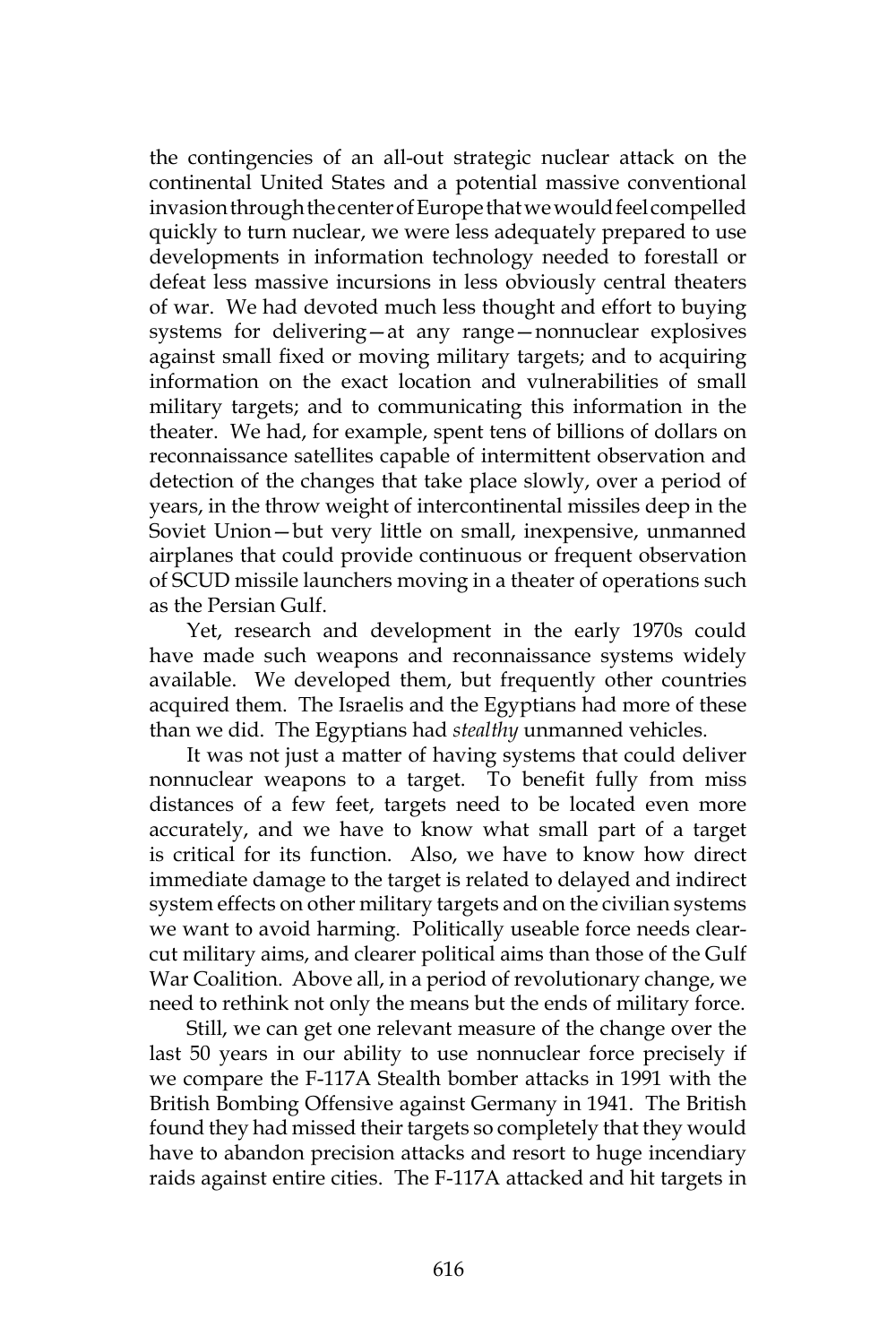the contingencies of an all-out strategic nuclear attack on the continental United States and a potential massive conventional invasion through the center of Europe that we would feel compelled quickly to turn nuclear, we were less adequately prepared to use developments in information technology needed to forestall or defeat less massive incursions in less obviously central theaters of war. We had devoted much less thought and effort to buying systems for delivering—at any range—nonnuclear explosives against small fixed or moving military targets; and to acquiring information on the exact location and vulnerabilities of small military targets; and to communicating this information in the theater. We had, for example, spent tens of billions of dollars on reconnaissance satellites capable of intermittent observation and detection of the changes that take place slowly, over a period of years, in the throw weight of intercontinental missiles deep in the Soviet Union—but very little on small, inexpensive, unmanned airplanes that could provide continuous or frequent observation of SCUD missile launchers moving in a theater of operations such as the Persian Gulf.

Yet, research and development in the early 1970s could have made such weapons and reconnaissance systems widely available. We developed them, but frequently other countries acquired them. The Israelis and the Egyptians had more of these than we did. The Egyptians had *stealthy* unmanned vehicles.

It was not just a matter of having systems that could deliver nonnuclear weapons to a target. To benefit fully from miss distances of a few feet, targets need to be located even more accurately, and we have to know what small part of a target is critical for its function. Also, we have to know how direct immediate damage to the target is related to delayed and indirect system effects on other military targets and on the civilian systems we want to avoid harming. Politically useable force needs clear-cut military aims, and clearer political aims than those of the Gulf War Coalition. Above all, in a period of revolutionary change, we need to rethink not only the means but the ends of military force.

Still, we can get one relevant measure of the change over the last 50 years in our ability to use nonnuclear force precisely if we compare the F-117A Stealth bomber attacks in 1991 with the British Bombing Offensive against Germany in 1941. The British found they had missed their targets so completely that they would have to abandon precision attacks and resort to huge incendiary raids against entire cities. The F-117A attacked and hit targets in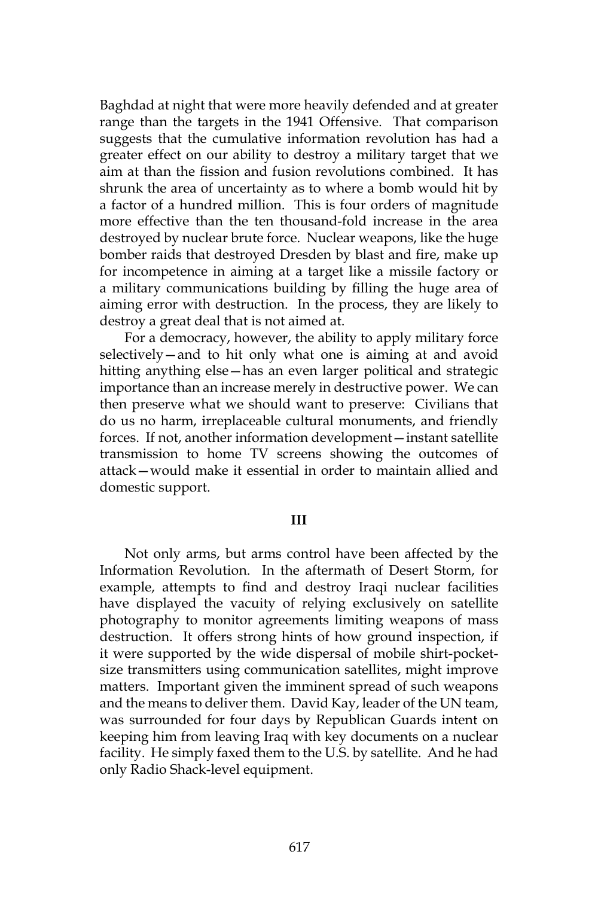Baghdad at night that were more heavily defended and at greater range than the targets in the 1941 Offensive. That comparison suggests that the cumulative information revolution has had a greater effect on our ability to destroy a military target that we aim at than the fission and fusion revolutions combined. It has shrunk the area of uncertainty as to where a bomb would hit by a factor of a hundred million. This is four orders of magnitude more effective than the ten thousand-fold increase in the area destroyed by nuclear brute force. Nuclear weapons, like the huge bomber raids that destroyed Dresden by blast and fire, make up for incompetence in aiming at a target like a missile factory or a military communications building by filling the huge area of aiming error with destruction. In the process, they are likely to destroy a great deal that is not aimed at.

For a democracy, however, the ability to apply military force selectively—and to hit only what one is aiming at and avoid hitting anything else—has an even larger political and strategic importance than an increase merely in destructive power. We can then preserve what we should want to preserve: Civilians that do us no harm, irreplaceable cultural monuments, and friendly forces. If not, another information development—instant satellite transmission to home TV screens showing the outcomes of attack—would make it essential in order to maintain allied and domestic support.

## III

Not only arms, but arms control have been affected by the Information Revolution. In the aftermath of Desert Storm, for example, attempts to find and destroy Iraqi nuclear facilities have displayed the vacuity of relying exclusively on satellite photography to monitor agreements limiting weapons of mass destruction. It offers strong hints of how ground inspection, if it were supported by the wide dispersal of mobile shirt-pocket-size transmitters using communication satellites, might improve matters. Important given the imminent spread of such weapons and the means to deliver them. David Kay, leader of the UN team, was surrounded for four days by Republican Guards intent on keeping him from leaving Iraq with key documents on a nuclear facility. He simply faxed them to the U.S. by satellite. And he had only Radio Shack-level equipment.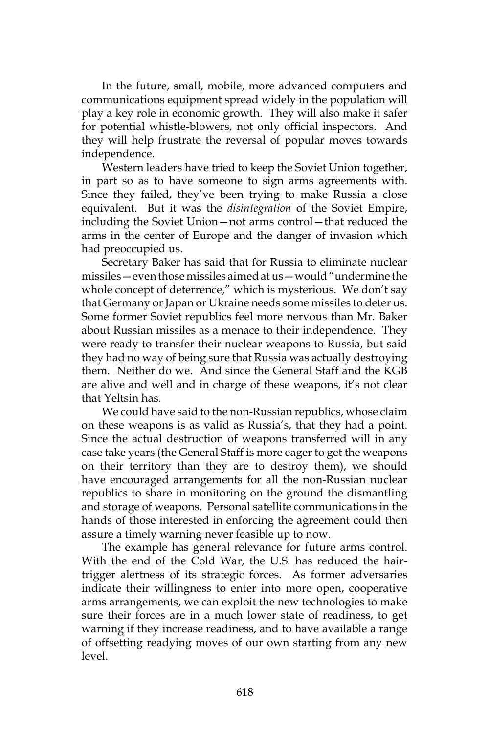In the future, small, mobile, more advanced computers and communications equipment spread widely in the population will play a key role in economic growth. They will also make it safer for potential whistle-blowers, not only official inspectors. And they will help frustrate the reversal of popular moves towards independence.

Western leaders have tried to keep the Soviet Union together, in part so as to have someone to sign arms agreements with. Since they failed, they've been trying to make Russia a close equivalent. But it was the *disintegration* of the Soviet Empire, including the Soviet Union—not arms control—that reduced the arms in the center of Europe and the danger of invasion which had preoccupied us.

Secretary Baker has said that for Russia to eliminate nuclear missiles—even those missiles aimed at us—would "undermine the whole concept of deterrence," which is mysterious. We don't say that Germany or Japan or Ukraine needs some missiles to deter us. Some former Soviet republics feel more nervous than Mr. Baker about Russian missiles as a menace to their independence. They were ready to transfer their nuclear weapons to Russia, but said they had no way of being sure that Russia was actually destroying them. Neither do we. And since the General Staff and the KGB are alive and well and in charge of these weapons, it's not clear that Yeltsin has.

We could have said to the non-Russian republics, whose claim on these weapons is as valid as Russia's, that they had a point. Since the actual destruction of weapons transferred will in any case take years (the General Staff is more eager to get the weapons on their territory than they are to destroy them), we should have encouraged arrangements for all the non-Russian nuclear republics to share in monitoring on the ground the dismantling and storage of weapons. Personal satellite communications in the hands of those interested in enforcing the agreement could then assure a timely warning never feasible up to now.

The example has general relevance for future arms control. With the end of the Cold War, the U.S. has reduced the hair-trigger alertness of its strategic forces. As former adversaries indicate their willingness to enter into more open, cooperative arms arrangements, we can exploit the new technologies to make sure their forces are in a much lower state of readiness, to get warning if they increase readiness, and to have available a range of offsetting readying moves of our own starting from any new level.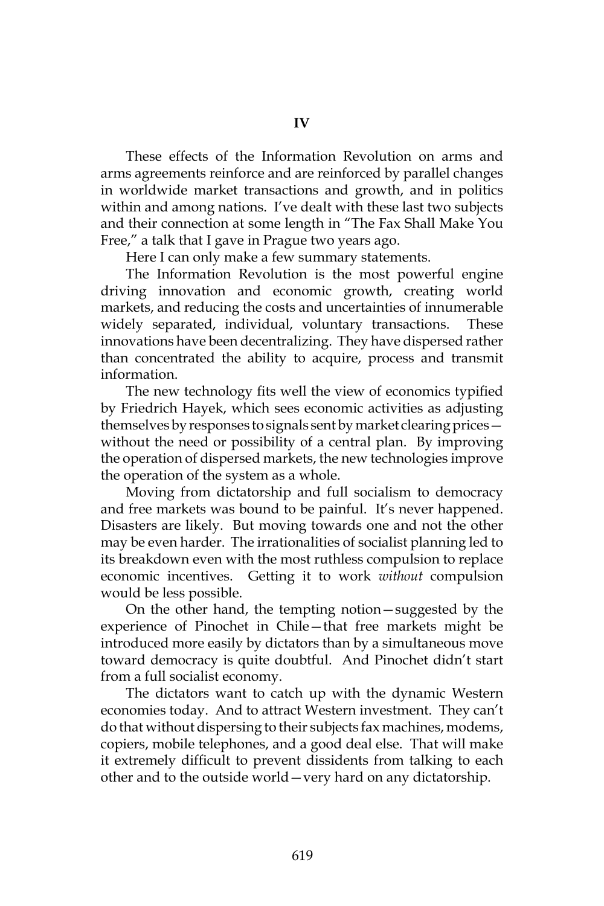## IV

These effects of the Information Revolution on arms and arms agreements reinforce and are reinforced by parallel changes in worldwide market transactions and growth, and in politics within and among nations. I've dealt with these last two subjects and their connection at some length in "The Fax Shall Make You Free," a talk that I gave in Prague two years ago.

Here I can only make a few summary statements.

The Information Revolution is the most powerful engine driving innovation and economic growth, creating world markets, and reducing the costs and uncertainties of innumerable widely separated, individual, voluntary transactions. These innovations have been decentralizing. They have dispersed rather than concentrated the ability to acquire, process and transmit information.

The new technology fits well the view of economics typified by Friedrich Hayek, which sees economic activities as adjusting themselves by responses to signals sent by market clearing prices—without the need or possibility of a central plan. By improving the operation of dispersed markets, the new technologies improve the operation of the system as a whole.

Moving from dictatorship and full socialism to democracy and free markets was bound to be painful. It's never happened. Disasters are likely. But moving towards one and not the other may be even harder. The irrationalities of socialist planning led to its breakdown even with the most ruthless compulsion to replace economic incentives. Getting it to work *without* compulsion would be less possible.

On the other hand, the tempting notion—suggested by the experience of Pinochet in Chile—that free markets might be introduced more easily by dictators than by a simultaneous move toward democracy is quite doubtful. And Pinochet didn't start from a full socialist economy.

The dictators want to catch up with the dynamic Western economies today. And to attract Western investment. They can't do that without dispersing to their subjects fax machines, modems, copiers, mobile telephones, and a good deal else. That will make it extremely difficult to prevent dissidents from talking to each other and to the outside world—very hard on any dictatorship.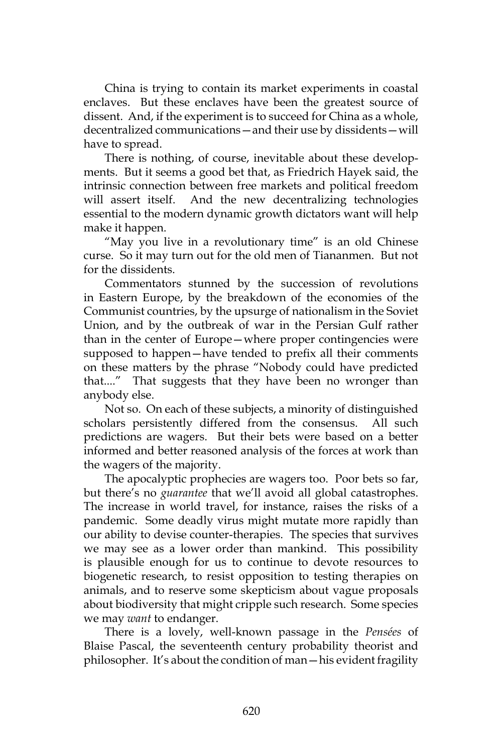China is trying to contain its market experiments in coastal enclaves. But these enclaves have been the greatest source of dissent. And, if the experiment is to succeed for China as a whole, decentralized communications—and their use by dissidents—will have to spread.

There is nothing, of course, inevitable about these developments. But it seems a good bet that, as Friedrich Hayek said, the intrinsic connection between free markets and political freedom will assert itself. And the new decentralizing technologies essential to the modern dynamic growth dictators want will help make it happen.

"May you live in a revolutionary time" is an old Chinese curse. So it may turn out for the old men of Tiananmen. But not for the dissidents.

Commentators stunned by the succession of revolutions in Eastern Europe, by the breakdown of the economies of the Communist countries, by the upsurge of nationalism in the Soviet Union, and by the outbreak of war in the Persian Gulf rather than in the center of Europe—where proper contingencies were supposed to happen—have tended to prefix all their comments on these matters by the phrase "Nobody could have predicted that...." That suggests that they have been no wronger than anybody else.

Not so. On each of these subjects, a minority of distinguished scholars persistently differed from the consensus. All such predictions are wagers. But their bets were based on a better informed and better reasoned analysis of the forces at work than the wagers of the majority.

The apocalyptic prophecies are wagers too. Poor bets so far, but there's no *guarantee* that we'll avoid all global catastrophes. The increase in world travel, for instance, raises the risks of a pandemic. Some deadly virus might mutate more rapidly than our ability to devise counter-therapies. The species that survives we may see as a lower order than mankind. This possibility is plausible enough for us to continue to devote resources to biogenetic research, to resist opposition to testing therapies on animals, and to reserve some skepticism about vague proposals about biodiversity that might cripple such research. Some species we may *want* to endanger.

There is a lovely, well-known passage in the *Pensées* of Blaise Pascal, the seventeenth century probability theorist and philosopher. It's about the condition of man—his evident fragility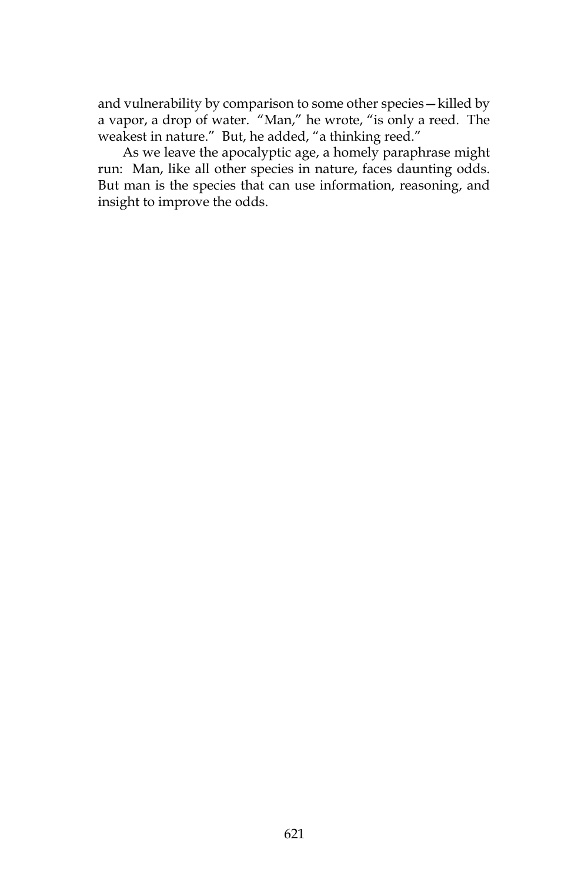and vulnerability by comparison to some other species—killed by a vapor, a drop of water. "Man," he wrote, "is only a reed. The weakest in nature." But, he added, "a thinking reed."

As we leave the apocalyptic age, a homely paraphrase might run: Man, like all other species in nature, faces daunting odds. But man is the species that can use information, reasoning, and insight to improve the odds.